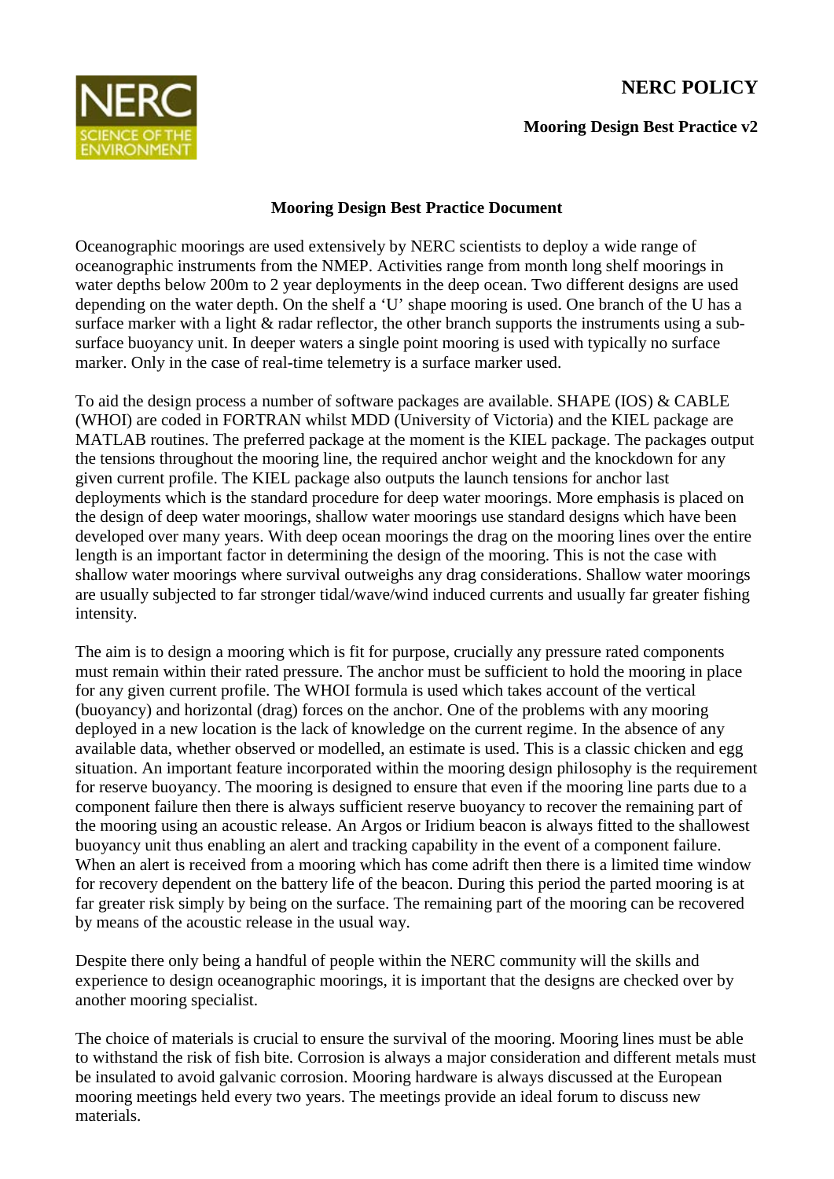**NERC POLICY**

**Mooring Design Best Practice v2**

# Mooring Design Best Practice Document

Oceanographic moorings are used extensively by NERC scientists to deploy a wide range of oceanographic instruments from the NMEP. Activities range from month long shelf moorings in water depths below 200m to 2 year deployments in the deep ocean. Two different designs are used depending on the water depth. On the shelf a 'U' shape mooring is used. One branch of the U has a surface marker with a light & radar reflector, the other branch supports the instruments using a sub-surface buoyancy unit. In deeper waters a single point mooring is used with typically no surface marker. Only in the case of real-time telemetry is a surface marker used.

To aid the design process a number of software packages are available. SHAPE (IOS) & CABLE (WHOI) are coded in FORTRAN whilst MDD (University of Victoria) and the KIEL package are MATLAB routines. The preferred package at the moment is the KIEL package. The packages output the tensions throughout the mooring line, the required anchor weight and the knockdown for any given current profile. The KIEL package also outputs the launch tensions for anchor last deployments which is the standard procedure for deep water moorings. More emphasis is placed on the design of deep water moorings, shallow water moorings use standard designs which have been developed over many years. With deep ocean moorings the drag on the mooring lines over the entire length is an important factor in determining the design of the mooring. This is not the case with shallow water moorings where survival outweighs any drag considerations. Shallow water moorings are usually subjected to far stronger tidal/wave/wind induced currents and usually far greater fishing intensity.

The aim is to design a mooring which is fit for purpose, crucially any pressure rated components must remain within their rated pressure. The anchor must be sufficient to hold the mooring in place for any given current profile. The WHOI formula is used which takes account of the vertical (buoyancy) and horizontal (drag) forces on the anchor. One of the problems with any mooring deployed in a new location is the lack of knowledge on the current regime. In the absence of any available data, whether observed or modelled, an estimate is used. This is a classic chicken and egg situation. An important feature incorporated within the mooring design philosophy is the requirement for reserve buoyancy. The mooring is designed to ensure that even if the mooring line parts due to a component failure then there is always sufficient reserve buoyancy to recover the remaining part of the mooring using an acoustic release. An Argos or Iridium beacon is always fitted to the shallowest buoyancy unit thus enabling an alert and tracking capability in the event of a component failure. When an alert is received from a mooring which has come adrift then there is a limited time window for recovery dependent on the battery life of the beacon. During this period the parted mooring is at far greater risk simply by being on the surface. The remaining part of the mooring can be recovered by means of the acoustic release in the usual way.

Despite there only being a handful of people within the NERC community will the skills and experience to design oceanographic moorings, it is important that the designs are checked over by another mooring specialist.

The choice of materials is crucial to ensure the survival of the mooring. Mooring lines must be able to withstand the risk of fish bite. Corrosion is always a major consideration and different metals must be insulated to avoid galvanic corrosion. Mooring hardware is always discussed at the European mooring meetings held every two years. The meetings provide an ideal forum to discuss new materials.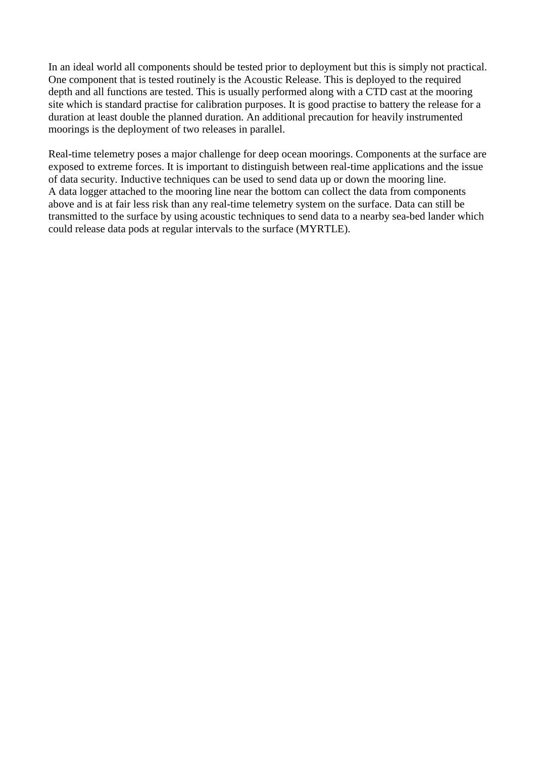In an ideal world all components should be tested prior to deployment but this is simply not practical. One component that is tested routinely is the Acoustic Release. This is deployed to the required depth and all functions are tested. This is usually performed along with a CTD cast at the mooring site which is standard practise for calibration purposes. It is good practise to battery the release for a duration at least double the planned duration. An additional precaution for heavily instrumented moorings is the deployment of two releases in parallel.

Real-time telemetry poses a major challenge for deep ocean moorings. Components at the surface are exposed to extreme forces. It is important to distinguish between real-time applications and the issue of data security. Inductive techniques can be used to send data up or down the mooring line.
A data logger attached to the mooring line near the bottom can collect the data from components above and is at fair less risk than any real-time telemetry system on the surface. Data can still be transmitted to the surface by using acoustic techniques to send data to a nearby sea-bed lander which could release data pods at regular intervals to the surface (MYRTLE).